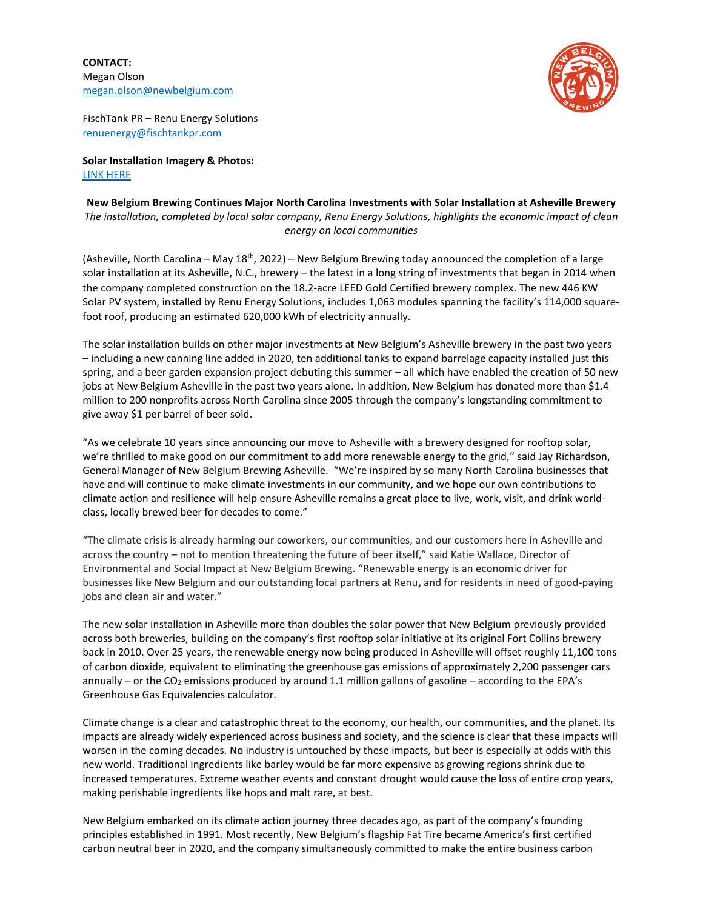**CONTACT:**
Megan Olson
megan.olson@newbelgium.com

FischTank PR – Renu Energy Solutions
renuenergy@fischtankpr.com

**Solar Installation Imagery & Photos:**
LINK HERE

**New Belgium Brewing Continues Major North Carolina Investments with Solar Installation at Asheville Brewery**

*The installation, completed by local solar company, Renu Energy Solutions, highlights the economic impact of clean energy on local communities*

(Asheville, North Carolina – May 18th, 2022) – New Belgium Brewing today announced the completion of a large solar installation at its Asheville, N.C., brewery – the latest in a long string of investments that began in 2014 when the company completed construction on the 18.2-acre LEED Gold Certified brewery complex. The new 446 KW Solar PV system, installed by Renu Energy Solutions, includes 1,063 modules spanning the facility's 114,000 square-foot roof, producing an estimated 620,000 kWh of electricity annually.

The solar installation builds on other major investments at New Belgium's Asheville brewery in the past two years – including a new canning line added in 2020, ten additional tanks to expand barrelage capacity installed just this spring, and a beer garden expansion project debuting this summer – all which have enabled the creation of 50 new jobs at New Belgium Asheville in the past two years alone. In addition, New Belgium has donated more than $1.4 million to 200 nonprofits across North Carolina since 2005 through the company's longstanding commitment to give away $1 per barrel of beer sold.

"As we celebrate 10 years since announcing our move to Asheville with a brewery designed for rooftop solar, we're thrilled to make good on our commitment to add more renewable energy to the grid," said Jay Richardson, General Manager of New Belgium Brewing Asheville. "We're inspired by so many North Carolina businesses that have and will continue to make climate investments in our community, and we hope our own contributions to climate action and resilience will help ensure Asheville remains a great place to live, work, visit, and drink world-class, locally brewed beer for decades to come."

"The climate crisis is already harming our coworkers, our communities, and our customers here in Asheville and across the country – not to mention threatening the future of beer itself," said Katie Wallace, Director of Environmental and Social Impact at New Belgium Brewing. "Renewable energy is an economic driver for businesses like New Belgium and our outstanding local partners at Renu**,** and for residents in need of good-paying jobs and clean air and water."

The new solar installation in Asheville more than doubles the solar power that New Belgium previously provided across both breweries, building on the company's first rooftop solar initiative at its original Fort Collins brewery back in 2010. Over 25 years, the renewable energy now being produced in Asheville will offset roughly 11,100 tons of carbon dioxide, equivalent to eliminating the greenhouse gas emissions of approximately 2,200 passenger cars annually – or the $CO_2$ emissions produced by around 1.1 million gallons of gasoline – according to the EPA's Greenhouse Gas Equivalencies calculator.

Climate change is a clear and catastrophic threat to the economy, our health, our communities, and the planet. Its impacts are already widely experienced across business and society, and the science is clear that these impacts will worsen in the coming decades. No industry is untouched by these impacts, but beer is especially at odds with this new world. Traditional ingredients like barley would be far more expensive as growing regions shrink due to increased temperatures. Extreme weather events and constant drought would cause the loss of entire crop years, making perishable ingredients like hops and malt rare, at best.

New Belgium embarked on its climate action journey three decades ago, as part of the company's founding principles established in 1991. Most recently, New Belgium's flagship Fat Tire became America's first certified carbon neutral beer in 2020, and the company simultaneously committed to make the entire business carbon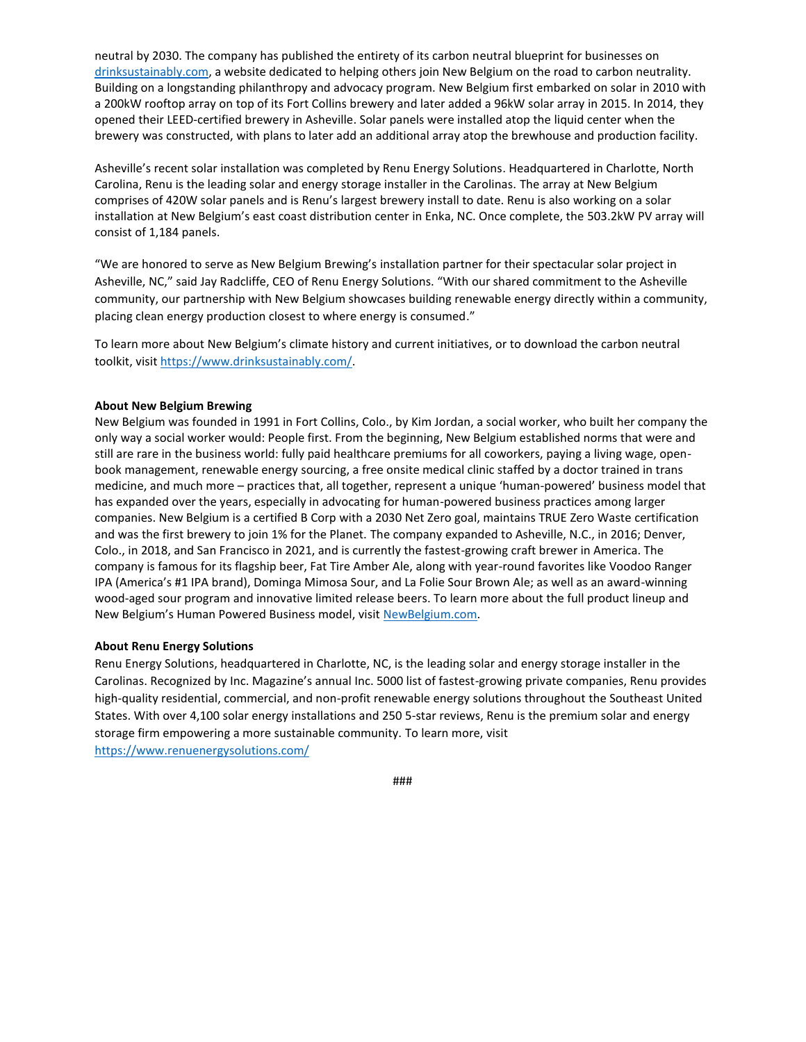neutral by 2030. The company has published the entirety of its carbon neutral blueprint for businesses on drinksustainably.com, a website dedicated to helping others join New Belgium on the road to carbon neutrality. Building on a longstanding philanthropy and advocacy program. New Belgium first embarked on solar in 2010 with a 200kW rooftop array on top of its Fort Collins brewery and later added a 96kW solar array in 2015. In 2014, they opened their LEED-certified brewery in Asheville. Solar panels were installed atop the liquid center when the brewery was constructed, with plans to later add an additional array atop the brewhouse and production facility.

Asheville's recent solar installation was completed by Renu Energy Solutions. Headquartered in Charlotte, North Carolina, Renu is the leading solar and energy storage installer in the Carolinas. The array at New Belgium comprises of 420W solar panels and is Renu's largest brewery install to date. Renu is also working on a solar installation at New Belgium's east coast distribution center in Enka, NC. Once complete, the 503.2kW PV array will consist of 1,184 panels.

"We are honored to serve as New Belgium Brewing's installation partner for their spectacular solar project in Asheville, NC," said Jay Radcliffe, CEO of Renu Energy Solutions. "With our shared commitment to the Asheville community, our partnership with New Belgium showcases building renewable energy directly within a community, placing clean energy production closest to where energy is consumed."

To learn more about New Belgium's climate history and current initiatives, or to download the carbon neutral toolkit, visit https://www.drinksustainably.com/.

**About New Belgium Brewing**

New Belgium was founded in 1991 in Fort Collins, Colo., by Kim Jordan, a social worker, who built her company the only way a social worker would: People first. From the beginning, New Belgium established norms that were and still are rare in the business world: fully paid healthcare premiums for all coworkers, paying a living wage, open-book management, renewable energy sourcing, a free onsite medical clinic staffed by a doctor trained in trans medicine, and much more – practices that, all together, represent a unique 'human-powered' business model that has expanded over the years, especially in advocating for human-powered business practices among larger companies. New Belgium is a certified B Corp with a 2030 Net Zero goal, maintains TRUE Zero Waste certification and was the first brewery to join 1% for the Planet. The company expanded to Asheville, N.C., in 2016; Denver, Colo., in 2018, and San Francisco in 2021, and is currently the fastest-growing craft brewer in America. The company is famous for its flagship beer, Fat Tire Amber Ale, along with year-round favorites like Voodoo Ranger IPA (America's #1 IPA brand), Dominga Mimosa Sour, and La Folie Sour Brown Ale; as well as an award-winning wood-aged sour program and innovative limited release beers. To learn more about the full product lineup and New Belgium's Human Powered Business model, visit NewBelgium.com.

**About Renu Energy Solutions**

Renu Energy Solutions, headquartered in Charlotte, NC, is the leading solar and energy storage installer in the Carolinas. Recognized by Inc. Magazine's annual Inc. 5000 list of fastest-growing private companies, Renu provides high-quality residential, commercial, and non-profit renewable energy solutions throughout the Southeast United States. With over 4,100 solar energy installations and 250 5-star reviews, Renu is the premium solar and energy storage firm empowering a more sustainable community. To learn more, visit https://www.renuenergysolutions.com/

###